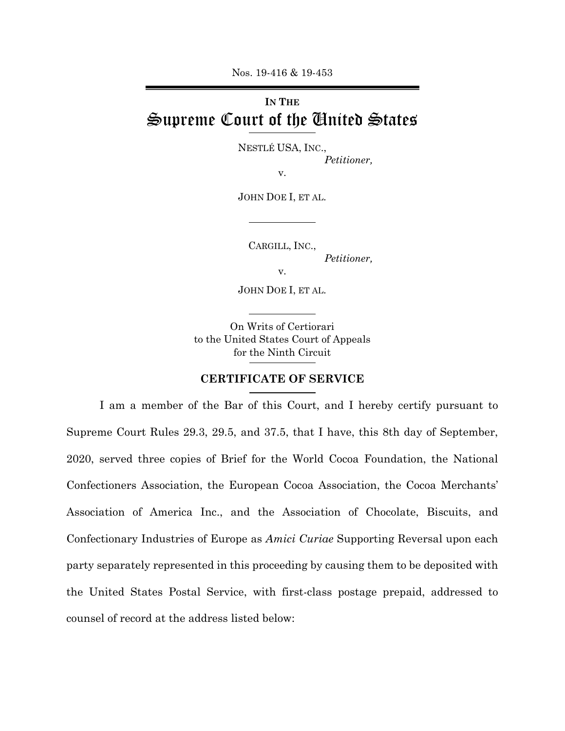Nos. 19-416 & 19-453

---

**IN THE**

# Supreme Court of the United States

---

NESTLÉ USA, INC.,
*Petitioner,*

v.

JOHN DOE I, ET AL.

---

CARGILL, INC.,
*Petitioner,*

v.

JOHN DOE I, ET AL.

---

On Writs of Certiorari
to the United States Court of Appeals
for the Ninth Circuit

---

## CERTIFICATE OF SERVICE

---

I am a member of the Bar of this Court, and I hereby certify pursuant to Supreme Court Rules 29.3, 29.5, and 37.5, that I have, this 8th day of September, 2020, served three copies of Brief for the World Cocoa Foundation, the National Confectioners Association, the European Cocoa Association, the Cocoa Merchants' Association of America Inc., and the Association of Chocolate, Biscuits, and Confectionary Industries of Europe as *Amici Curiae* Supporting Reversal upon each party separately represented in this proceeding by causing them to be deposited with the United States Postal Service, with first-class postage prepaid, addressed to counsel of record at the address listed below: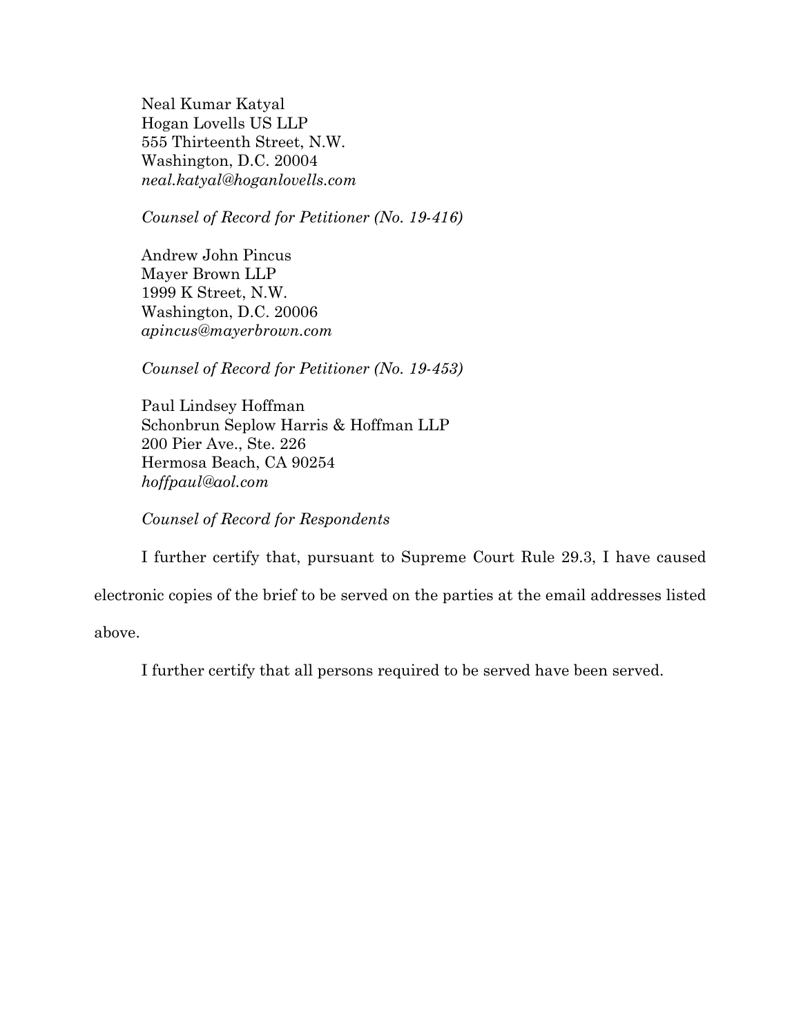Neal Kumar Katyal
Hogan Lovells US LLP
555 Thirteenth Street, N.W.
Washington, D.C. 20004
*neal.katyal@hoganlovells.com*

*Counsel of Record for Petitioner (No. 19-416)*

Andrew John Pincus
Mayer Brown LLP
1999 K Street, N.W.
Washington, D.C. 20006
*apincus@mayerbrown.com*

*Counsel of Record for Petitioner (No. 19-453)*

Paul Lindsey Hoffman
Schonbrun Seplow Harris & Hoffman LLP
200 Pier Ave., Ste. 226
Hermosa Beach, CA 90254
*hoffpaul@aol.com*

*Counsel of Record for Respondents*

I further certify that, pursuant to Supreme Court Rule 29.3, I have caused electronic copies of the brief to be served on the parties at the email addresses listed above.

I further certify that all persons required to be served have been served.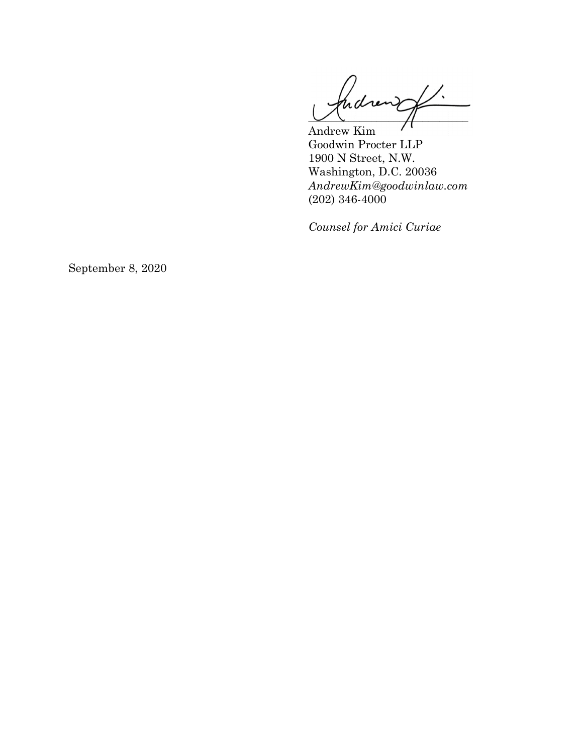Andrew Kim
Goodwin Procter LLP
1900 N Street, N.W.
Washington, D.C. 20036
*AndrewKim@goodwinlaw.com*
(202) 346-4000

*Counsel for Amici Curiae*

September 8, 2020